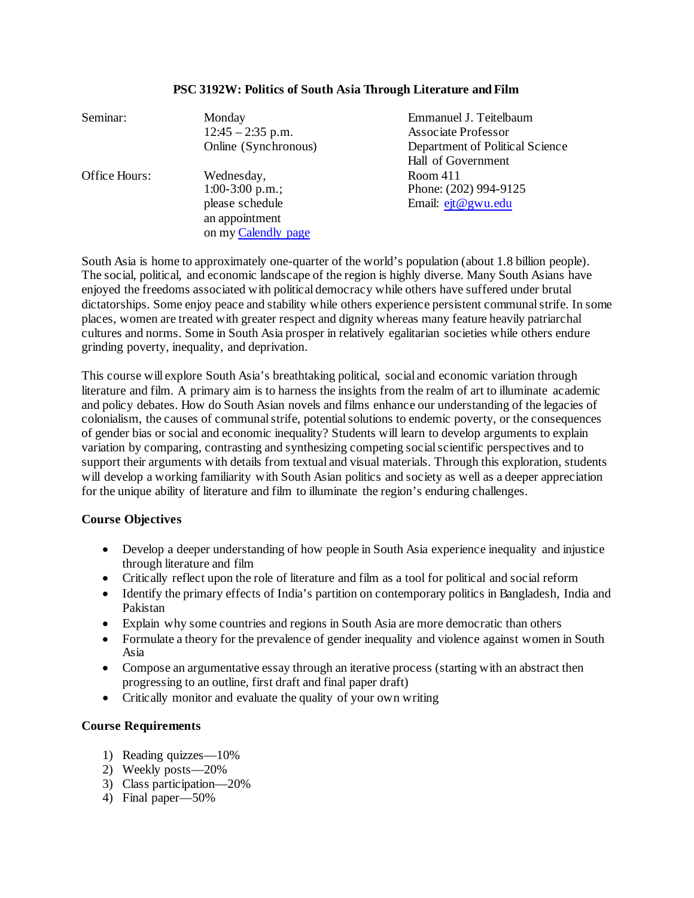**PSC 3192W: Politics of South Asia Through Literature and Film**

| | | |
|---|---|---|
| Seminar: | Monday<br>12:45 – 2:35 p.m.<br>Online (Synchronous) | Emmanuel J. Teitelbaum<br>Associate Professor<br>Department of Political Science<br>Hall of Government |
| Office Hours: | Wednesday,<br>1:00-3:00 p.m.;<br>please schedule<br>an appointment<br>on my [Calendly page]() | Room 411<br>Phone: (202) 994-9125<br>Email: [ejt@gwu.edu](mailto:ejt@gwu.edu) |

South Asia is home to approximately one-quarter of the world's population (about 1.8 billion people). The social, political, and economic landscape of the region is highly diverse. Many South Asians have enjoyed the freedoms associated with political democracy while others have suffered under brutal dictatorships. Some enjoy peace and stability while others experience persistent communal strife. In some places, women are treated with greater respect and dignity whereas many feature heavily patriarchal cultures and norms. Some in South Asia prosper in relatively egalitarian societies while others endure grinding poverty, inequality, and deprivation.

This course will explore South Asia's breathtaking political, social and economic variation through literature and film. A primary aim is to harness the insights from the realm of art to illuminate academic and policy debates. How do South Asian novels and films enhance our understanding of the legacies of colonialism, the causes of communal strife, potential solutions to endemic poverty, or the consequences of gender bias or social and economic inequality? Students will learn to develop arguments to explain variation by comparing, contrasting and synthesizing competing social scientific perspectives and to support their arguments with details from textual and visual materials. Through this exploration, students will develop a working familiarity with South Asian politics and society as well as a deeper appreciation for the unique ability of literature and film to illuminate the region's enduring challenges.

**Course Objectives**

- Develop a deeper understanding of how people in South Asia experience inequality and injustice through literature and film
- Critically reflect upon the role of literature and film as a tool for political and social reform
- Identify the primary effects of India's partition on contemporary politics in Bangladesh, India and Pakistan
- Explain why some countries and regions in South Asia are more democratic than others
- Formulate a theory for the prevalence of gender inequality and violence against women in South Asia
- Compose an argumentative essay through an iterative process (starting with an abstract then progressing to an outline, first draft and final paper draft)
- Critically monitor and evaluate the quality of your own writing

**Course Requirements**

1) Reading quizzes—10%
2) Weekly posts—20%
3) Class participation—20%
4) Final paper—50%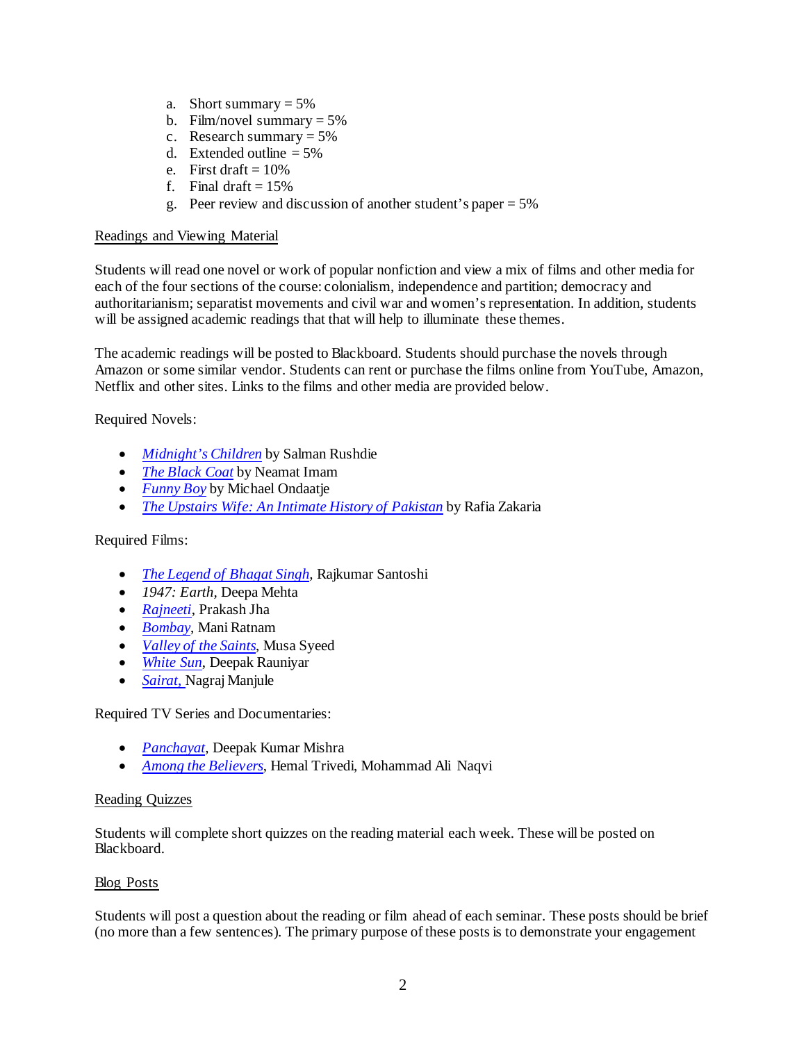a. Short summary = 5%
b. Film/novel summary = 5%
c. Research summary = 5%
d. Extended outline = 5%
e. First draft = 10%
f. Final draft = 15%
g. Peer review and discussion of another student's paper = 5%

## Readings and Viewing Material

Students will read one novel or work of popular nonfiction and view a mix of films and other media for each of the four sections of the course: colonialism, independence and partition; democracy and authoritarianism; separatist movements and civil war and women's representation. In addition, students will be assigned academic readings that that will help to illuminate these themes.

The academic readings will be posted to Blackboard. Students should purchase the novels through Amazon or some similar vendor. Students can rent or purchase the films online from YouTube, Amazon, Netflix and other sites. Links to the films and other media are provided below.

Required Novels:

- *Midnight's Children* by Salman Rushdie
- *The Black Coat* by Neamat Imam
- *Funny Boy* by Michael Ondaatje
- *The Upstairs Wife: An Intimate History of Pakistan* by Rafia Zakaria

Required Films:

- *The Legend of Bhagat Singh*, Rajkumar Santoshi
- *1947: Earth*, Deepa Mehta
- *Rajneeti*, Prakash Jha
- *Bombay*, Mani Ratnam
- *Valley of the Saints*, Musa Syeed
- *White Sun*, Deepak Rauniyar
- *Sairat*, Nagraj Manjule

Required TV Series and Documentaries:

- *Panchayat*, Deepak Kumar Mishra
- *Among the Believers*, Hemal Trivedi, Mohammad Ali Naqvi

## Reading Quizzes

Students will complete short quizzes on the reading material each week. These will be posted on Blackboard.

## Blog Posts

Students will post a question about the reading or film ahead of each seminar. These posts should be brief (no more than a few sentences). The primary purpose of these posts is to demonstrate your engagement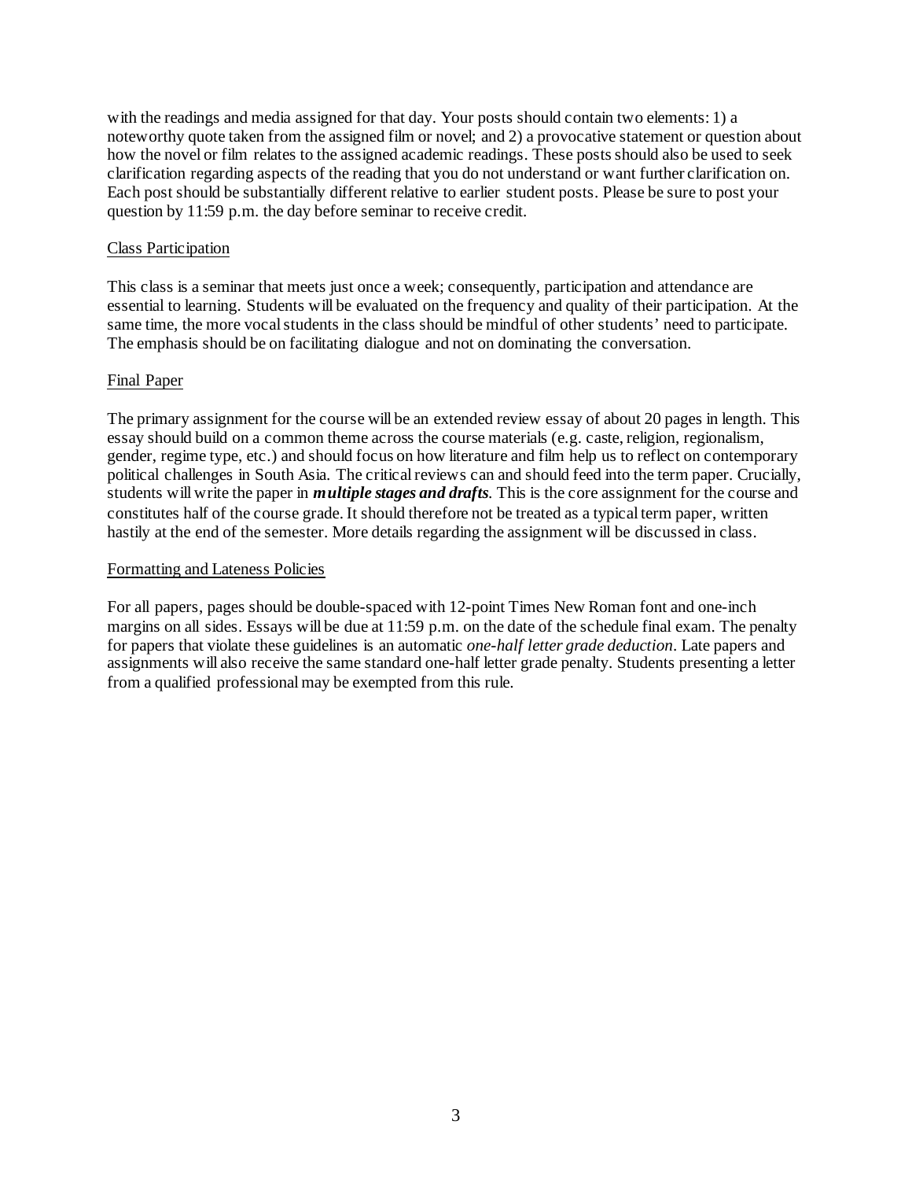with the readings and media assigned for that day. Your posts should contain two elements: 1) a noteworthy quote taken from the assigned film or novel; and 2) a provocative statement or question about how the novel or film relates to the assigned academic readings. These posts should also be used to seek clarification regarding aspects of the reading that you do not understand or want further clarification on. Each post should be substantially different relative to earlier student posts. Please be sure to post your question by 11:59 p.m. the day before seminar to receive credit.

<u>Class Participation</u>

This class is a seminar that meets just once a week; consequently, participation and attendance are essential to learning. Students will be evaluated on the frequency and quality of their participation. At the same time, the more vocal students in the class should be mindful of other students' need to participate. The emphasis should be on facilitating dialogue and not on dominating the conversation.

<u>Final Paper</u>

The primary assignment for the course will be an extended review essay of about 20 pages in length. This essay should build on a common theme across the course materials (e.g. caste, religion, regionalism, gender, regime type, etc.) and should focus on how literature and film help us to reflect on contemporary political challenges in South Asia. The critical reviews can and should feed into the term paper. Crucially, students will write the paper in ***multiple stages and drafts***. This is the core assignment for the course and constitutes half of the course grade. It should therefore not be treated as a typical term paper, written hastily at the end of the semester. More details regarding the assignment will be discussed in class.

<u>Formatting and Lateness Policies</u>

For all papers, pages should be double-spaced with 12-point Times New Roman font and one-inch margins on all sides. Essays will be due at 11:59 p.m. on the date of the schedule final exam. The penalty for papers that violate these guidelines is an automatic *one-half letter grade deduction*. Late papers and assignments will also receive the same standard one-half letter grade penalty. Students presenting a letter from a qualified professional may be exempted from this rule.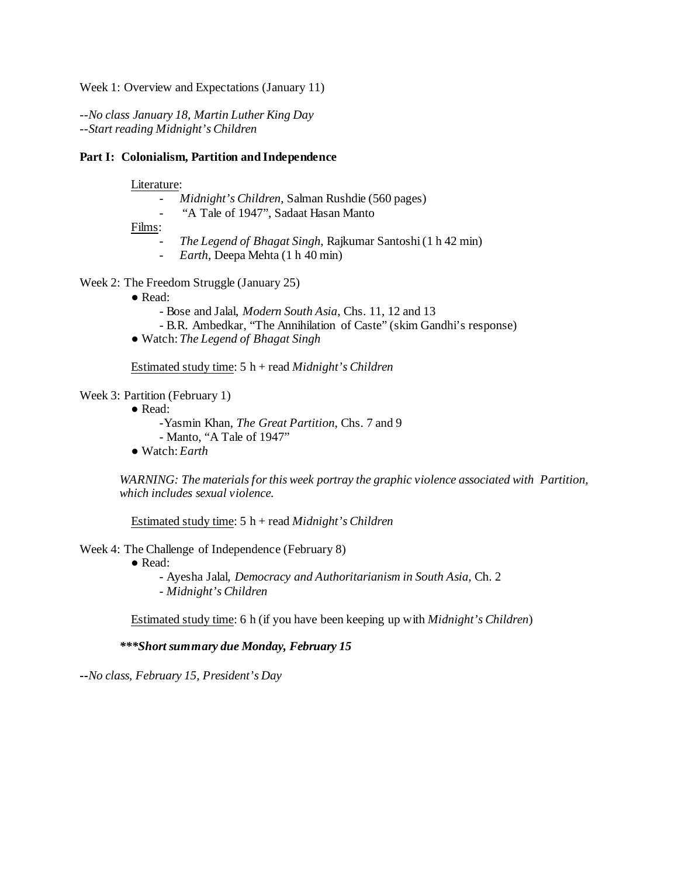Week 1: Overview and Expectations (January 11)

--*No class January 18, Martin Luther King Day*
--*Start reading Midnight's Children*

**Part I: Colonialism, Partition and Independence**

Literature:
- *Midnight's Children*, Salman Rushdie (560 pages)
- "A Tale of 1947", Sadaat Hasan Manto

Films:
- *The Legend of Bhagat Singh*, Rajkumar Santoshi (1 h 42 min)
- *Earth*, Deepa Mehta (1 h 40 min)

Week 2: The Freedom Struggle (January 25)

- Read:
  - Bose and Jalal, *Modern South Asia*, Chs. 11, 12 and 13
  - B.R. Ambedkar, "The Annihilation of Caste" (skim Gandhi's response)
- Watch: *The Legend of Bhagat Singh*

Estimated study time: 5 h + read *Midnight's Children*

Week 3: Partition (February 1)

- Read:
  - Yasmin Khan, *The Great Partition*, Chs. 7 and 9
  - Manto, "A Tale of 1947"
- Watch: *Earth*

*WARNING: The materials for this week portray the graphic violence associated with Partition, which includes sexual violence.*

Estimated study time: 5 h + read *Midnight's Children*

Week 4: The Challenge of Independence (February 8)

- Read:
  - Ayesha Jalal, *Democracy and Authoritarianism in South Asia*, Ch. 2
  - *Midnight's Children*

Estimated study time: 6 h (if you have been keeping up with *Midnight's Children*)

***\*\*\*Short summary due Monday, February 15***

--*No class, February 15, President's Day*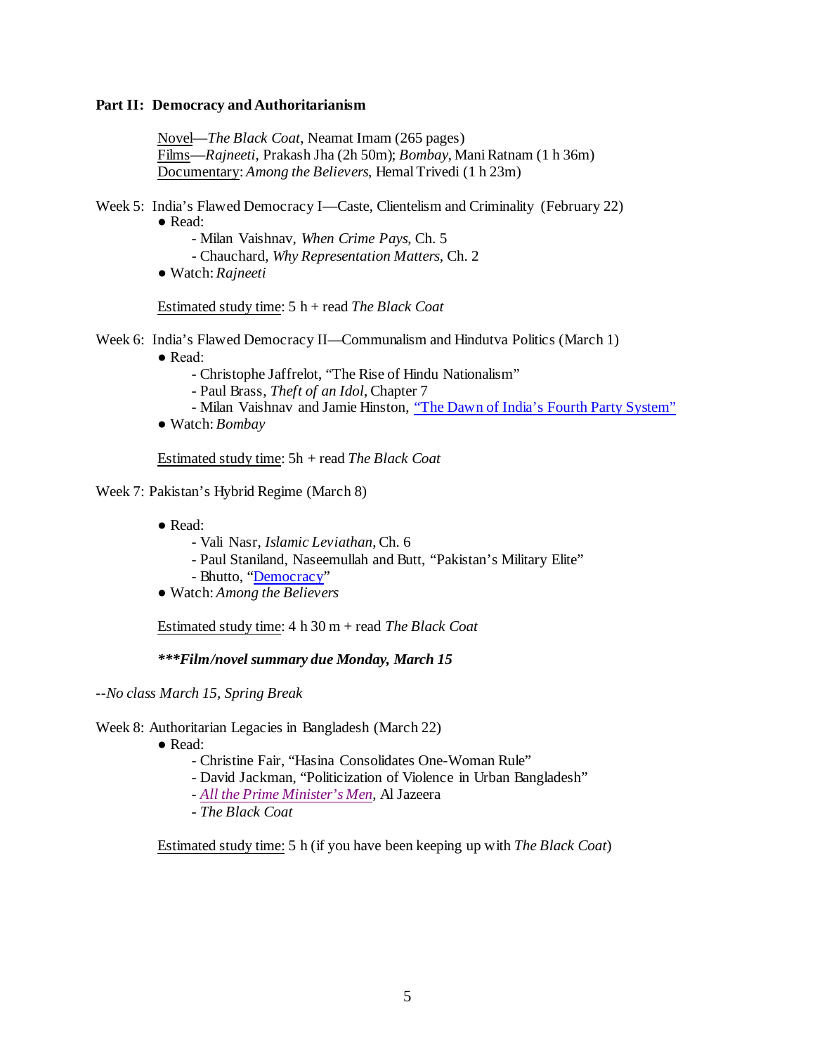**Part II: Democracy and Authoritarianism**

Novel—*The Black Coat*, Neamat Imam (265 pages)
Films—*Rajneeti*, Prakash Jha (2h 50m); *Bombay*, Mani Ratnam (1 h 36m)
Documentary: *Among the Believers*, Hemal Trivedi (1 h 23m)

Week 5: India's Flawed Democracy I—Caste, Clientelism and Criminality (February 22)

- Read:
  - Milan Vaishnav, *When Crime Pays*, Ch. 5
  - Chauchard, *Why Representation Matters*, Ch. 2
- Watch: *Rajneeti*

Estimated study time: 5 h + read *The Black Coat*

Week 6: India's Flawed Democracy II—Communalism and Hindutva Politics (March 1)

- Read:
  - Christophe Jaffrelot, "The Rise of Hindu Nationalism"
  - Paul Brass, *Theft of an Idol*, Chapter 7
  - Milan Vaishnav and Jamie Hinston, "The Dawn of India's Fourth Party System"
- Watch: *Bombay*

Estimated study time: 5h + read *The Black Coat*

Week 7: Pakistan's Hybrid Regime (March 8)

- Read:
  - Vali Nasr, *Islamic Leviathan*, Ch. 6
  - Paul Staniland, Naseemullah and Butt, "Pakistan's Military Elite"
  - Bhutto, "Democracy"
- Watch: *Among the Believers*

Estimated study time: 4 h 30 m + read *The Black Coat*

***\*\*\*Film/novel summary due Monday, March 15***

--*No class March 15, Spring Break*

Week 8: Authoritarian Legacies in Bangladesh (March 22)

- Read:
  - Christine Fair, "Hasina Consolidates One-Woman Rule"
  - David Jackman, "Politicization of Violence in Urban Bangladesh"
  - *All the Prime Minister's Men*, Al Jazeera
  - *The Black Coat*

Estimated study time: 5 h (if you have been keeping up with *The Black Coat*)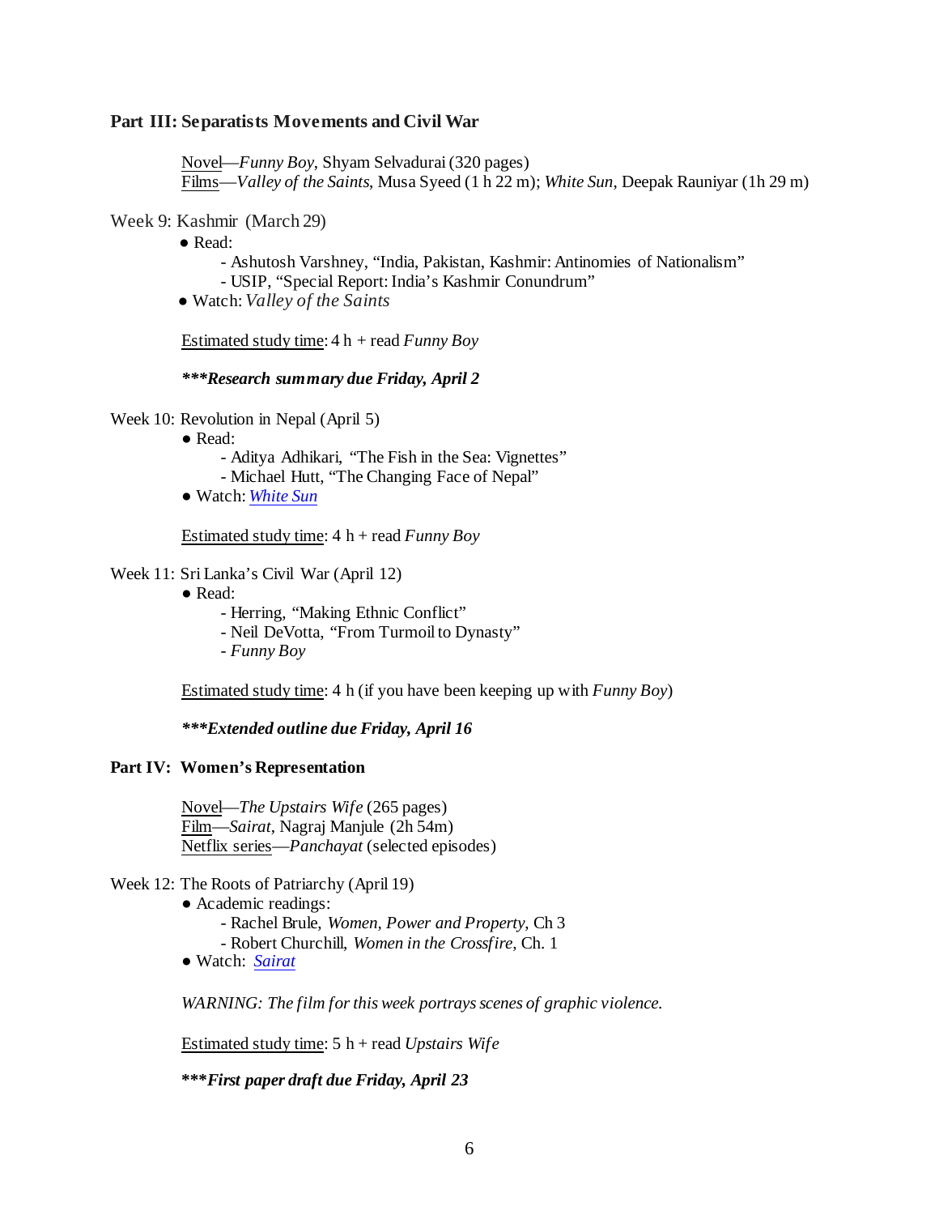## Part III: Separatists Movements and Civil War

Novel—*Funny Boy*, Shyam Selvadurai (320 pages)
Films—*Valley of the Saints*, Musa Syeed (1 h 22 m); *White Sun*, Deepak Rauniyar (1h 29 m)

Week 9: Kashmir (March 29)

- Read:
  - Ashutosh Varshney, "India, Pakistan, Kashmir: Antinomies of Nationalism"
  - USIP, "Special Report: India's Kashmir Conundrum"
- Watch: *Valley of the Saints*

Estimated study time: 4 h + read *Funny Boy*

***\*\*\*Research summary due Friday, April 2***

Week 10: Revolution in Nepal (April 5)

- Read:
  - Aditya Adhikari, "The Fish in the Sea: Vignettes"
  - Michael Hutt, "The Changing Face of Nepal"
- Watch: [*White Sun*]

Estimated study time: 4 h + read *Funny Boy*

Week 11: Sri Lanka's Civil War (April 12)

- Read:
  - Herring, "Making Ethnic Conflict"
  - Neil DeVotta, "From Turmoil to Dynasty"
  - *Funny Boy*

Estimated study time: 4 h (if you have been keeping up with *Funny Boy*)

***\*\*\*Extended outline due Friday, April 16***

## Part IV: Women's Representation

Novel—*The Upstairs Wife* (265 pages)
Film—*Sairat*, Nagraj Manjule (2h 54m)
Netflix series—*Panchayat* (selected episodes)

Week 12: The Roots of Patriarchy (April 19)

- Academic readings:
  - Rachel Brule, *Women, Power and Property*, Ch 3
  - Robert Churchill, *Women in the Crossfire*, Ch. 1
- Watch: [*Sairat*]

*WARNING: The film for this week portrays scenes of graphic violence.*

Estimated study time: 5 h + read *Upstairs Wife*

***\*\*\*First paper draft due Friday, April 23***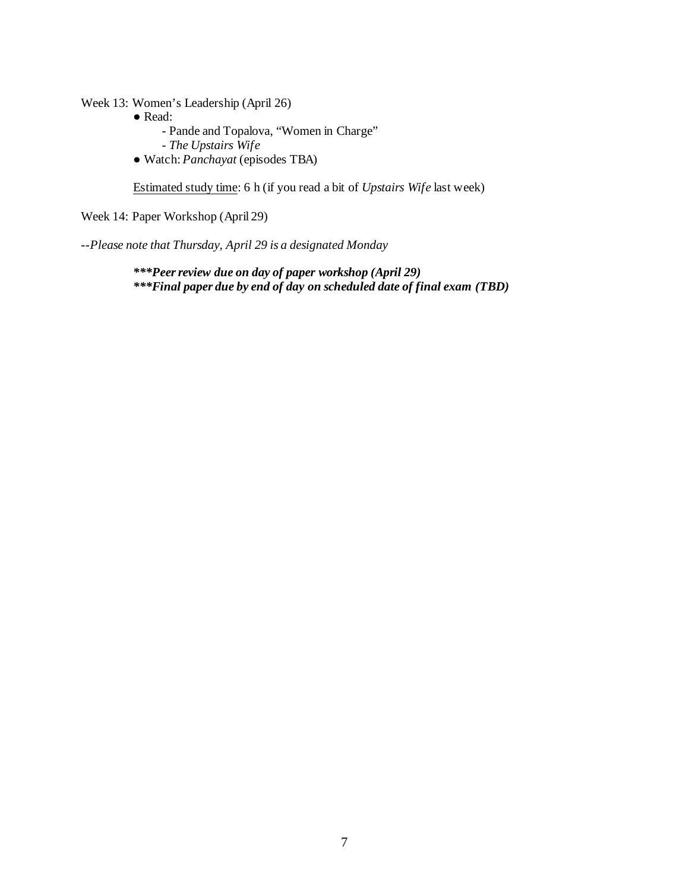Week 13: Women's Leadership (April 26)

- Read:
  - Pande and Topalova, "Women in Charge"
  - *The Upstairs Wife*
- Watch: *Panchayat* (episodes TBA)

Estimated study time: 6 h (if you read a bit of *Upstairs Wife* last week)

Week 14: Paper Workshop (April 29)

--*Please note that Thursday, April 29 is a designated Monday*

***\*\*\*Peer review due on day of paper workshop (April 29)***

***\*\*\*Final paper due by end of day on scheduled date of final exam (TBD)***